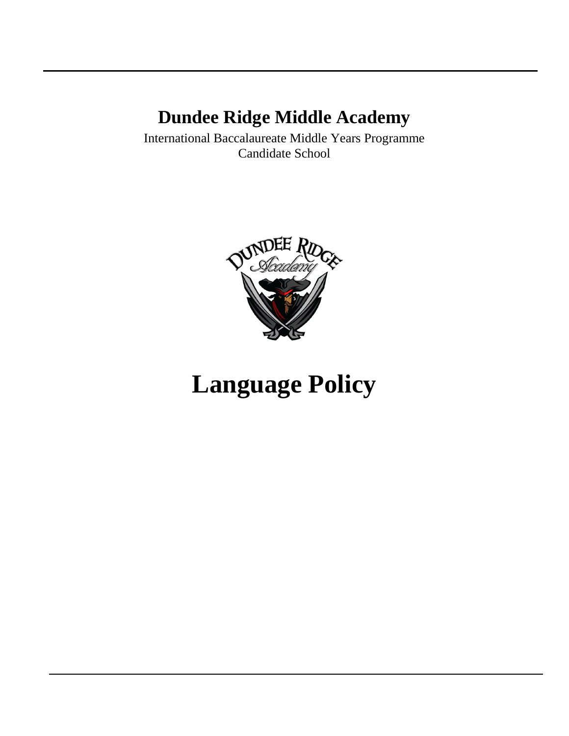# Dundee Ridge Middle Academy

International Baccalaureate Middle Years Programme
Candidate School

# Language Policy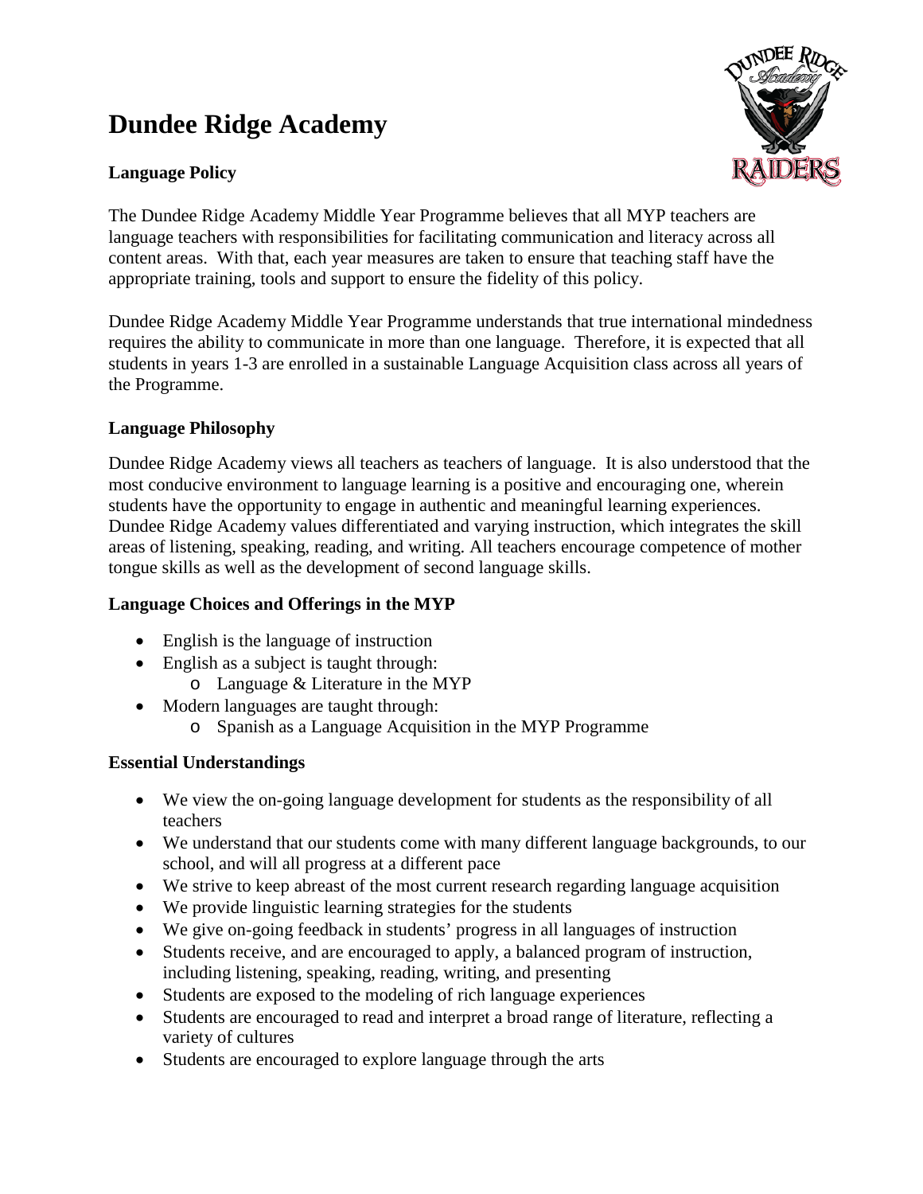# Dundee Ridge Academy

**Language Policy**

The Dundee Ridge Academy Middle Year Programme believes that all MYP teachers are language teachers with responsibilities for facilitating communication and literacy across all content areas. With that, each year measures are taken to ensure that teaching staff have the appropriate training, tools and support to ensure the fidelity of this policy.

Dundee Ridge Academy Middle Year Programme understands that true international mindedness requires the ability to communicate in more than one language. Therefore, it is expected that all students in years 1-3 are enrolled in a sustainable Language Acquisition class across all years of the Programme.

### Language Philosophy

Dundee Ridge Academy views all teachers as teachers of language. It is also understood that the most conducive environment to language learning is a positive and encouraging one, wherein students have the opportunity to engage in authentic and meaningful learning experiences. Dundee Ridge Academy values differentiated and varying instruction, which integrates the skill areas of listening, speaking, reading, and writing. All teachers encourage competence of mother tongue skills as well as the development of second language skills.

### Language Choices and Offerings in the MYP

- English is the language of instruction
- English as a subject is taught through:
  - Language & Literature in the MYP
- Modern languages are taught through:
  - Spanish as a Language Acquisition in the MYP Programme

### Essential Understandings

- We view the on-going language development for students as the responsibility of all teachers
- We understand that our students come with many different language backgrounds, to our school, and will all progress at a different pace
- We strive to keep abreast of the most current research regarding language acquisition
- We provide linguistic learning strategies for the students
- We give on-going feedback in students' progress in all languages of instruction
- Students receive, and are encouraged to apply, a balanced program of instruction, including listening, speaking, reading, writing, and presenting
- Students are exposed to the modeling of rich language experiences
- Students are encouraged to read and interpret a broad range of literature, reflecting a variety of cultures
- Students are encouraged to explore language through the arts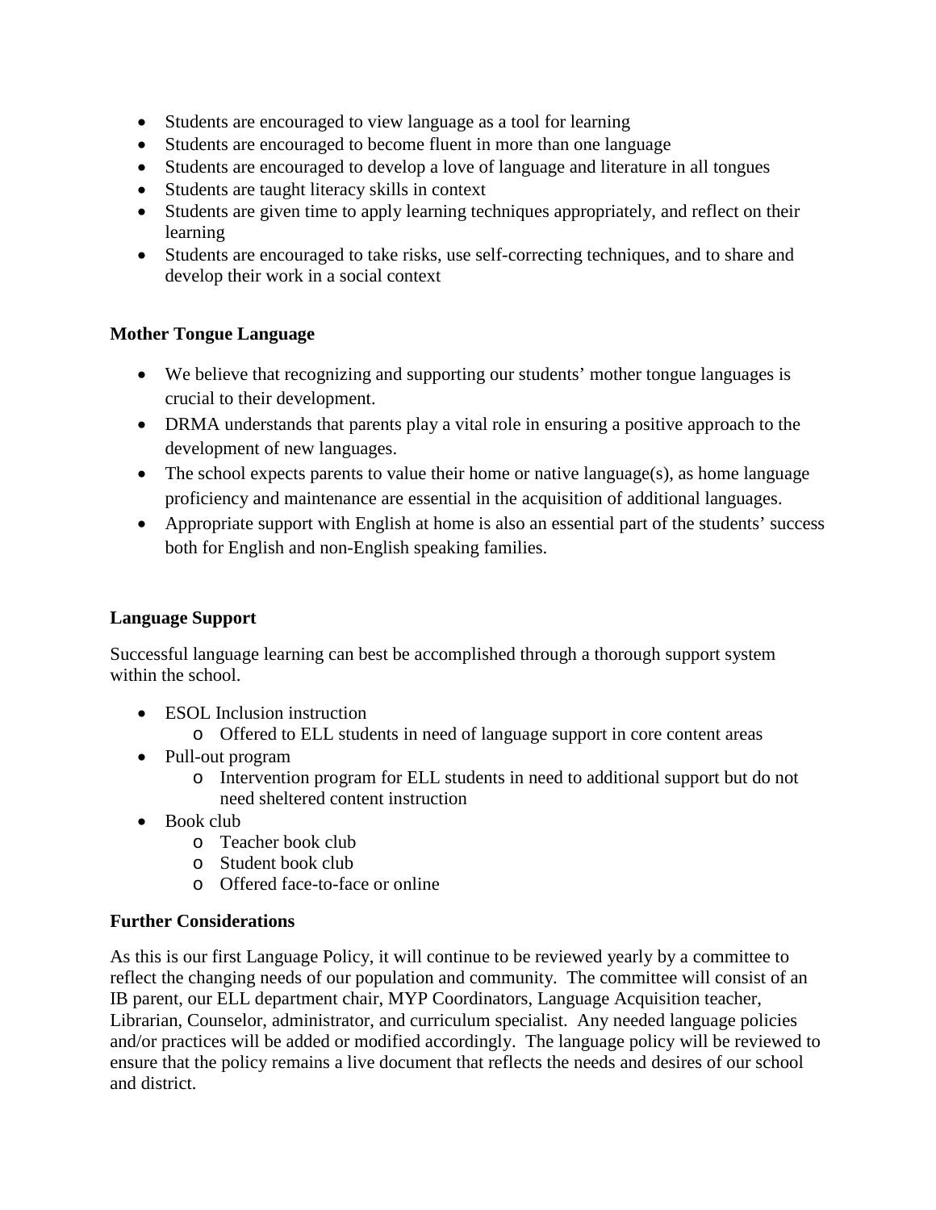- Students are encouraged to view language as a tool for learning
- Students are encouraged to become fluent in more than one language
- Students are encouraged to develop a love of language and literature in all tongues
- Students are taught literacy skills in context
- Students are given time to apply learning techniques appropriately, and reflect on their learning
- Students are encouraged to take risks, use self-correcting techniques, and to share and develop their work in a social context

**Mother Tongue Language**

- We believe that recognizing and supporting our students' mother tongue languages is crucial to their development.
- DRMA understands that parents play a vital role in ensuring a positive approach to the development of new languages.
- The school expects parents to value their home or native language(s), as home language proficiency and maintenance are essential in the acquisition of additional languages.
- Appropriate support with English at home is also an essential part of the students' success both for English and non-English speaking families.

**Language Support**

Successful language learning can best be accomplished through a thorough support system within the school.

- ESOL Inclusion instruction
  - Offered to ELL students in need of language support in core content areas
- Pull-out program
  - Intervention program for ELL students in need to additional support but do not need sheltered content instruction
- Book club
  - Teacher book club
  - Student book club
  - Offered face-to-face or online

**Further Considerations**

As this is our first Language Policy, it will continue to be reviewed yearly by a committee to reflect the changing needs of our population and community. The committee will consist of an IB parent, our ELL department chair, MYP Coordinators, Language Acquisition teacher, Librarian, Counselor, administrator, and curriculum specialist. Any needed language policies and/or practices will be added or modified accordingly. The language policy will be reviewed to ensure that the policy remains a live document that reflects the needs and desires of our school and district.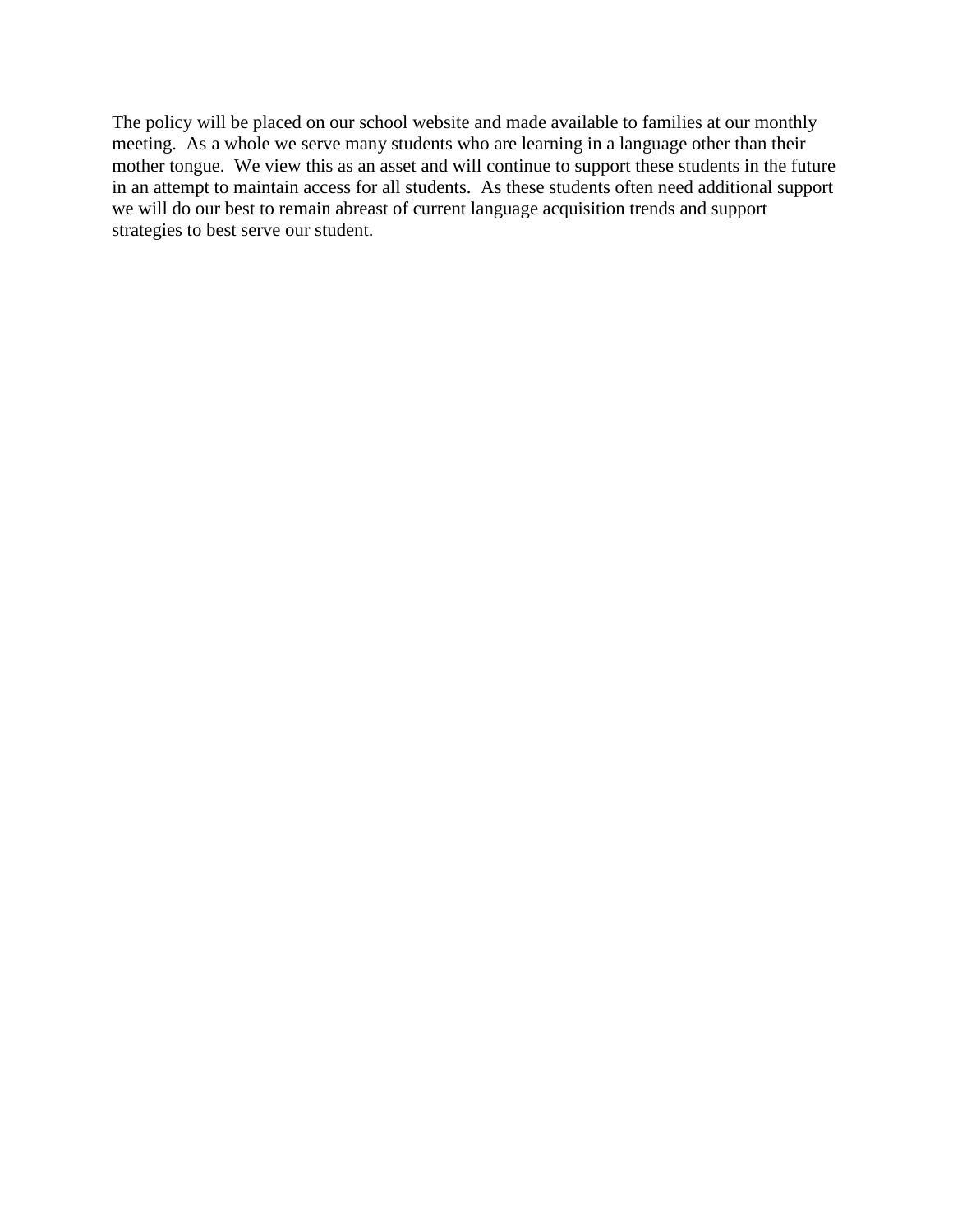The policy will be placed on our school website and made available to families at our monthly meeting. As a whole we serve many students who are learning in a language other than their mother tongue. We view this as an asset and will continue to support these students in the future in an attempt to maintain access for all students. As these students often need additional support we will do our best to remain abreast of current language acquisition trends and support strategies to best serve our student.